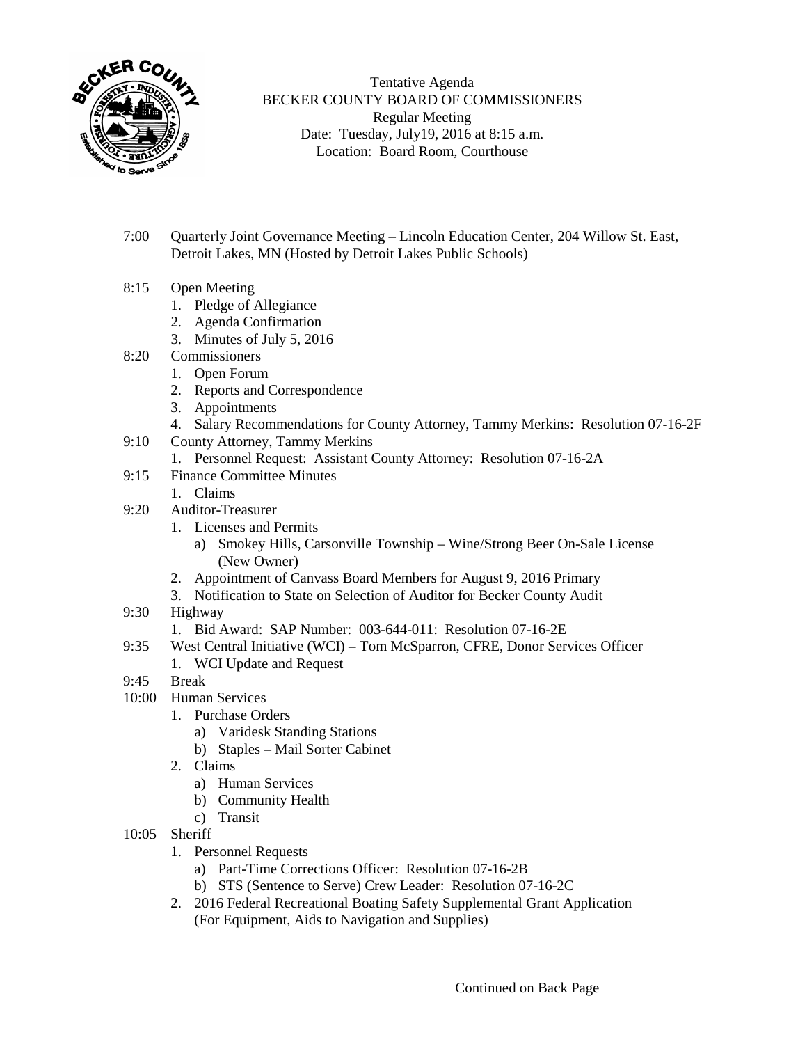Tentative Agenda
BECKER COUNTY BOARD OF COMMISSIONERS
Regular Meeting
Date: Tuesday, July19, 2016 at 8:15 a.m.
Location: Board Room, Courthouse

7:00 Quarterly Joint Governance Meeting – Lincoln Education Center, 204 Willow St. East, Detroit Lakes, MN (Hosted by Detroit Lakes Public Schools)

8:15 Open Meeting
1. Pledge of Allegiance
2. Agenda Confirmation
3. Minutes of July 5, 2016

8:20 Commissioners
1. Open Forum
2. Reports and Correspondence
3. Appointments
4. Salary Recommendations for County Attorney, Tammy Merkins: Resolution 07-16-2F

9:10 County Attorney, Tammy Merkins
1. Personnel Request: Assistant County Attorney: Resolution 07-16-2A

9:15 Finance Committee Minutes
1. Claims

9:20 Auditor-Treasurer
1. Licenses and Permits
   a) Smokey Hills, Carsonville Township – Wine/Strong Beer On-Sale License (New Owner)
2. Appointment of Canvass Board Members for August 9, 2016 Primary
3. Notification to State on Selection of Auditor for Becker County Audit

9:30 Highway
1. Bid Award: SAP Number: 003-644-011: Resolution 07-16-2E

9:35 West Central Initiative (WCI) – Tom McSparron, CFRE, Donor Services Officer
1. WCI Update and Request

9:45 Break

10:00 Human Services
1. Purchase Orders
   a) Varidesk Standing Stations
   b) Staples – Mail Sorter Cabinet
2. Claims
   a) Human Services
   b) Community Health
   c) Transit

10:05 Sheriff
1. Personnel Requests
   a) Part-Time Corrections Officer: Resolution 07-16-2B
   b) STS (Sentence to Serve) Crew Leader: Resolution 07-16-2C
2. 2016 Federal Recreational Boating Safety Supplemental Grant Application (For Equipment, Aids to Navigation and Supplies)

Continued on Back Page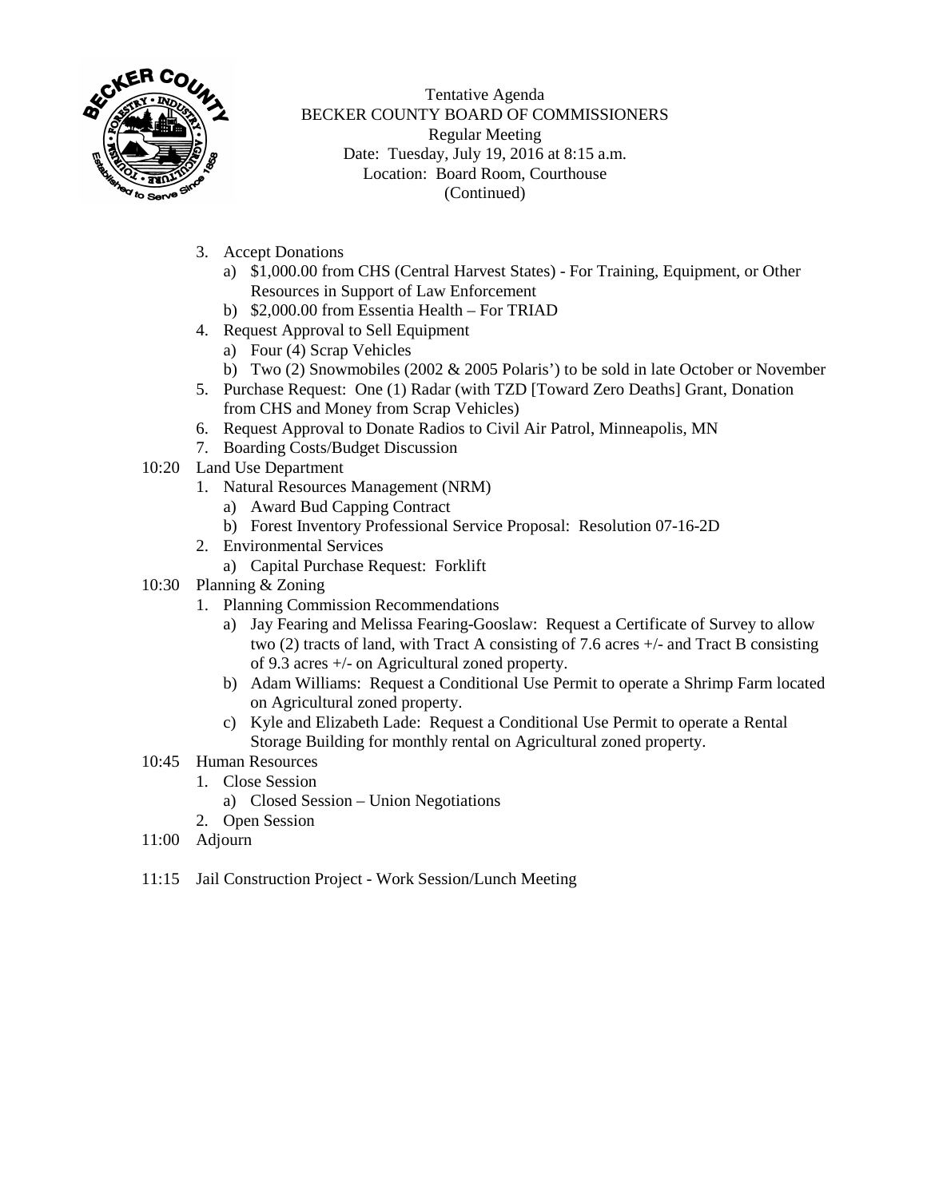Tentative Agenda
BECKER COUNTY BOARD OF COMMISSIONERS
Regular Meeting
Date: Tuesday, July 19, 2016 at 8:15 a.m.
Location: Board Room, Courthouse
(Continued)

3. Accept Donations
   a) $1,000.00 from CHS (Central Harvest States) - For Training, Equipment, or Other Resources in Support of Law Enforcement
   b) $2,000.00 from Essentia Health – For TRIAD
4. Request Approval to Sell Equipment
   a) Four (4) Scrap Vehicles
   b) Two (2) Snowmobiles (2002 & 2005 Polaris') to be sold in late October or November
5. Purchase Request: One (1) Radar (with TZD [Toward Zero Deaths] Grant, Donation from CHS and Money from Scrap Vehicles)
6. Request Approval to Donate Radios to Civil Air Patrol, Minneapolis, MN
7. Boarding Costs/Budget Discussion

10:20 Land Use Department
1. Natural Resources Management (NRM)
   a) Award Bud Capping Contract
   b) Forest Inventory Professional Service Proposal: Resolution 07-16-2D
2. Environmental Services
   a) Capital Purchase Request: Forklift

10:30 Planning & Zoning
1. Planning Commission Recommendations
   a) Jay Fearing and Melissa Fearing-Gooslaw: Request a Certificate of Survey to allow two (2) tracts of land, with Tract A consisting of 7.6 acres +/- and Tract B consisting of 9.3 acres +/- on Agricultural zoned property.
   b) Adam Williams: Request a Conditional Use Permit to operate a Shrimp Farm located on Agricultural zoned property.
   c) Kyle and Elizabeth Lade: Request a Conditional Use Permit to operate a Rental Storage Building for monthly rental on Agricultural zoned property.

10:45 Human Resources
1. Close Session
   a) Closed Session – Union Negotiations
2. Open Session

11:00 Adjourn

11:15 Jail Construction Project - Work Session/Lunch Meeting